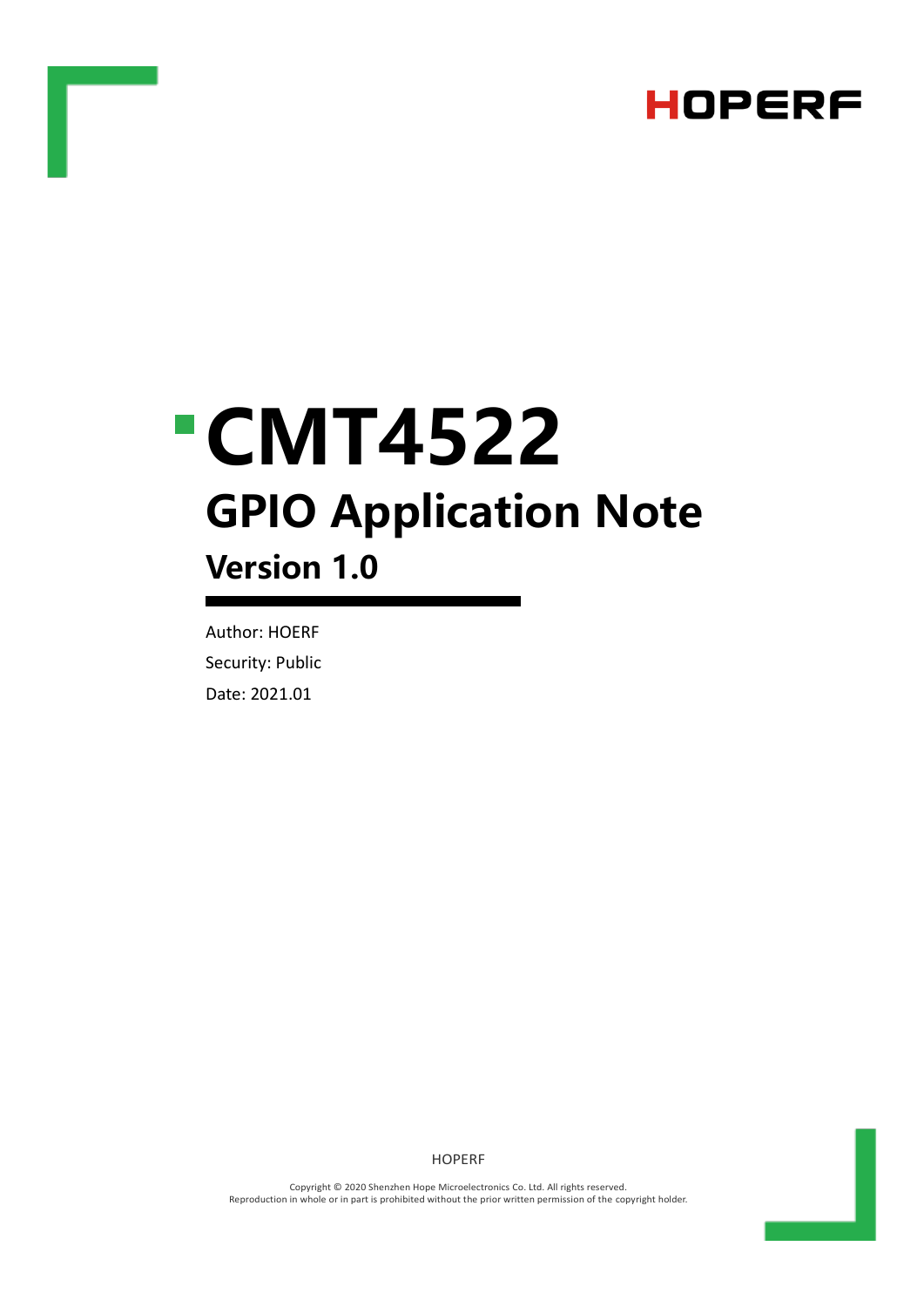HOPERF

# CMT4522

## GPIO Application Note

### Version 1.0

Author: HOERF

Security: Public

Date: 2021.01

HOPERF

Copyright © 2020 Shenzhen Hope Microelectronics Co. Ltd. All rights reserved.
Reproduction in whole or in part is prohibited without the prior written permission of the copyright holder.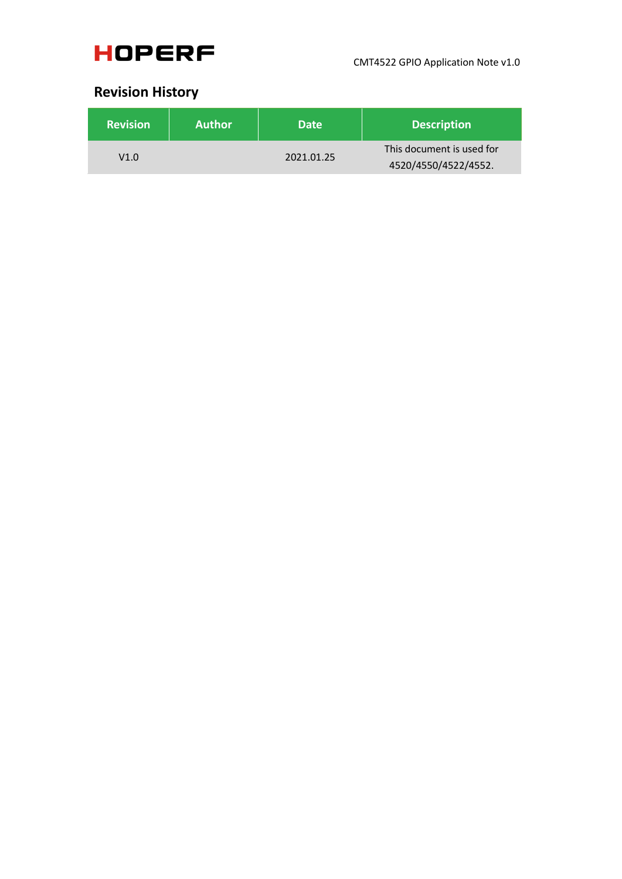## Revision History

| Revision | Author | Date | Description |
|---|---|---|---|
| V1.0 | | 2021.01.25 | This document is used for 4520/4550/4522/4552. |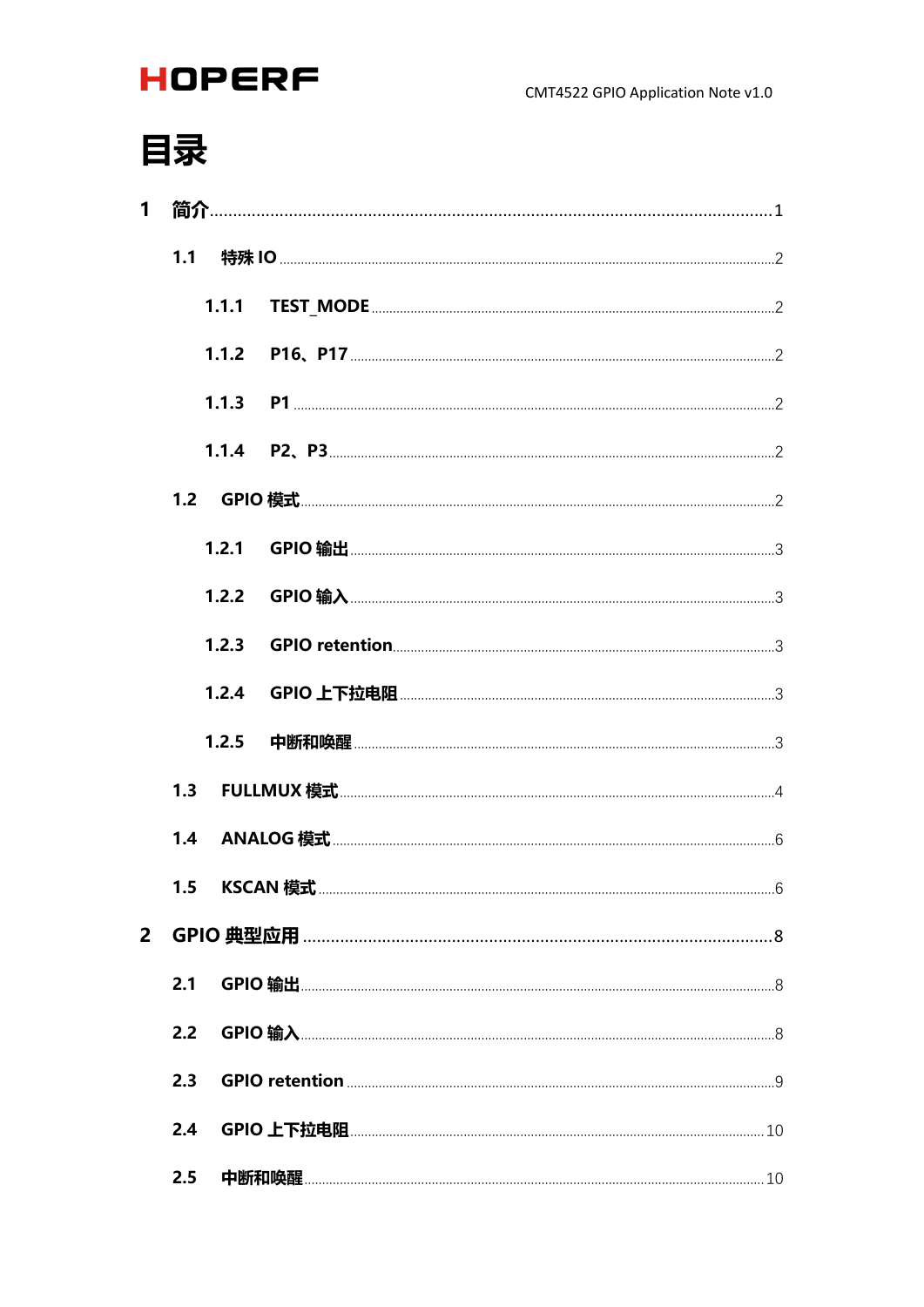# 目录

1 简介 ........ 1

- 1.1 特殊 IO ........ 2
  - 1.1.1 TEST_MODE ........ 2
  - 1.1.2 P16、P17 ........ 2
  - 1.1.3 P1 ........ 2
  - 1.1.4 P2、P3 ........ 2
- 1.2 GPIO 模式 ........ 2
  - 1.2.1 GPIO 输出 ........ 3
  - 1.2.2 GPIO 输入 ........ 3
  - 1.2.3 GPIO retention ........ 3
  - 1.2.4 GPIO 上下拉电阻 ........ 3
  - 1.2.5 中断和唤醒 ........ 3
- 1.3 FULLMUX 模式 ........ 4
- 1.4 ANALOG 模式 ........ 6
- 1.5 KSCAN 模式 ........ 6

2 GPIO 典型应用 ........ 8

- 2.1 GPIO 输出 ........ 8
- 2.2 GPIO 输入 ........ 8
- 2.3 GPIO retention ........ 9
- 2.4 GPIO 上下拉电阻 ........ 10
- 2.5 中断和唤醒 ........ 10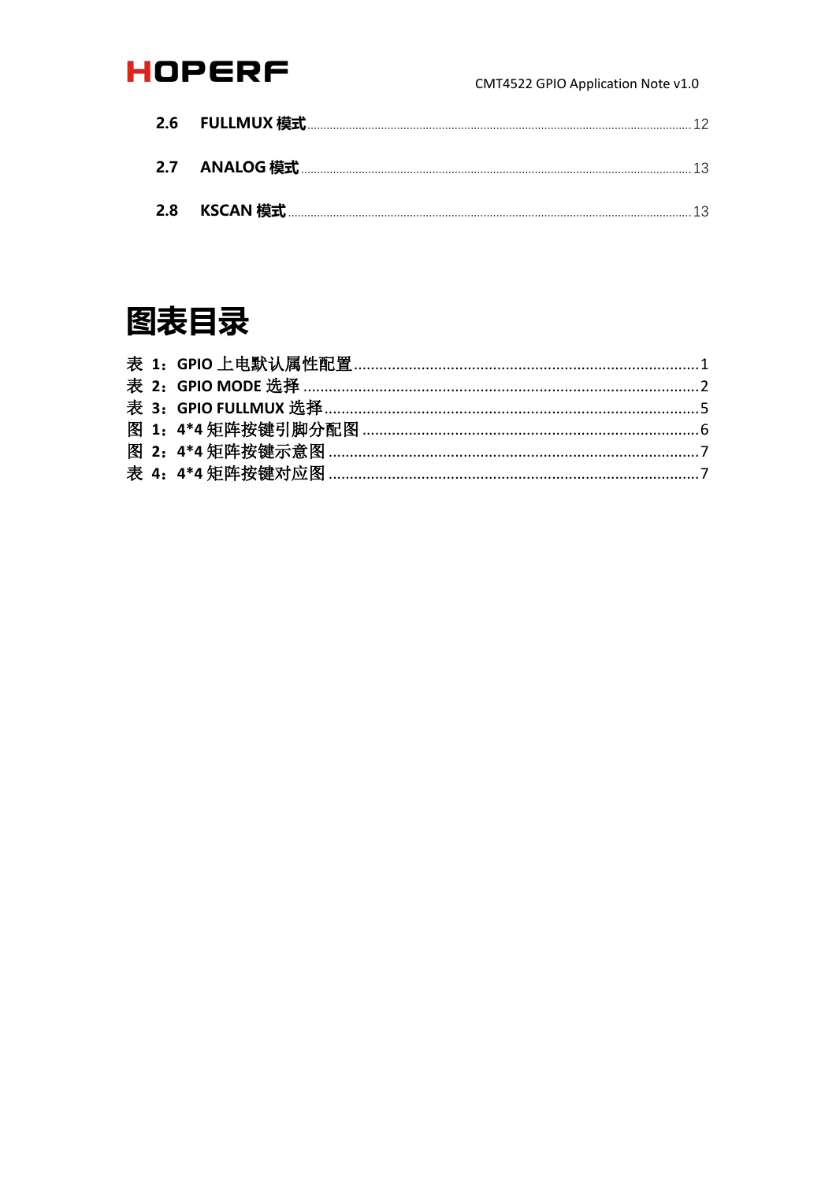2.6 **FULLMUX 模式** ........ 12

2.7 **ANALOG 模式** ........ 13

2.8 **KSCAN 模式** ........ 13

# 图表目录

表 1：GPIO 上电默认属性配置 ........ 1
表 2：GPIO MODE 选择 ........ 2
表 3：GPIO FULLMUX 选择 ........ 5
图 1：4*4 矩阵按键引脚分配图 ........ 6
图 2：4*4 矩阵按键示意图 ........ 7
表 4：4*4 矩阵按键对应图 ........ 7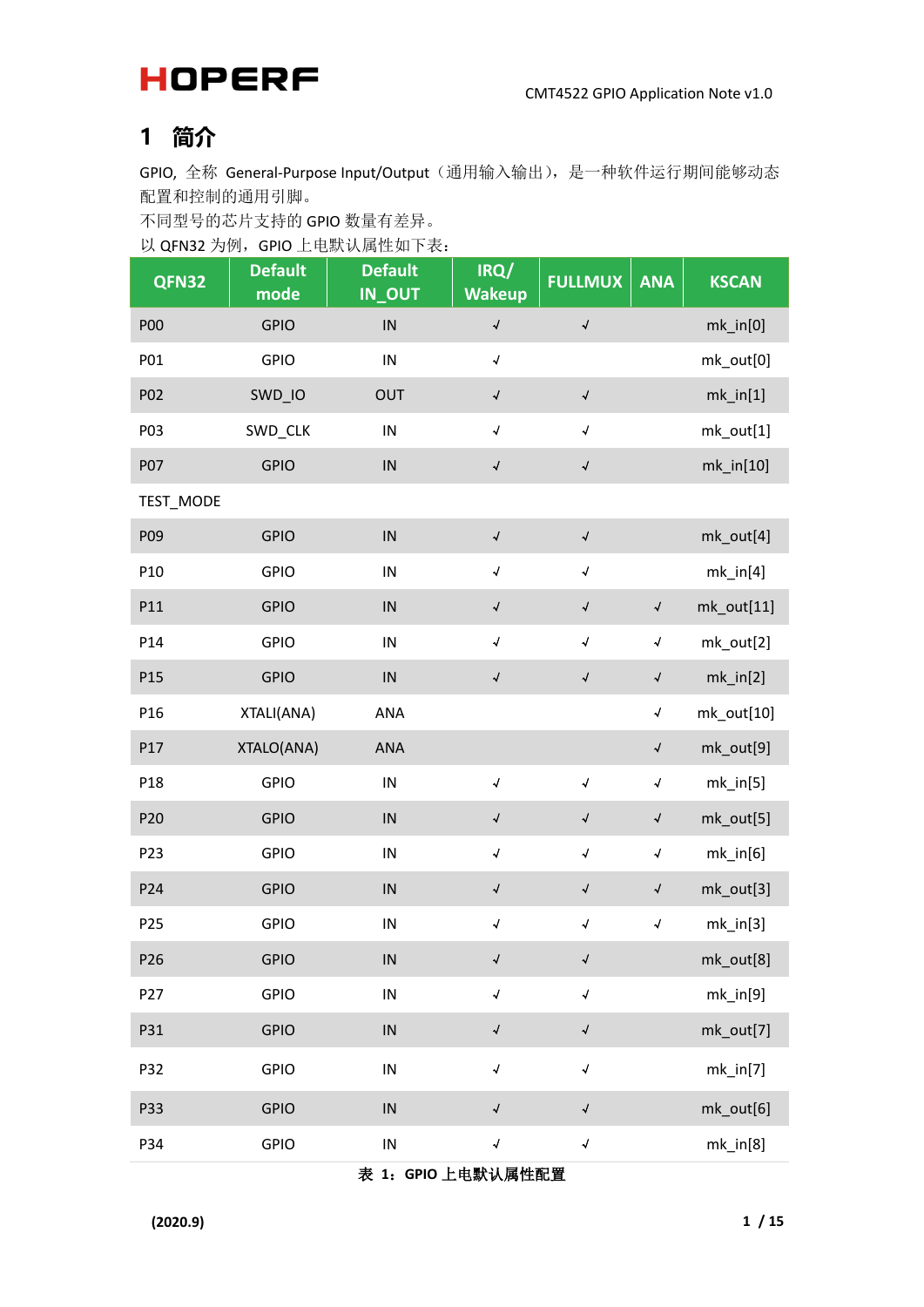# 1 简介

GPIO, 全称 General-Purpose Input/Output（通用输入输出），是一种软件运行期间能够动态配置和控制的通用引脚。

不同型号的芯片支持的 GPIO 数量有差异。

以 QFN32 为例，GPIO 上电默认属性如下表：

| QFN32 | Default mode | Default IN_OUT | IRQ/ Wakeup | FULLMUX | ANA | KSCAN |
|---|---|---|---|---|---|---|
| P00 | GPIO | IN | √ | √ | | mk_in[0] |
| P01 | GPIO | IN | √ | | | mk_out[0] |
| P02 | SWD_IO | OUT | √ | √ | | mk_in[1] |
| P03 | SWD_CLK | IN | √ | √ | | mk_out[1] |
| P07 | GPIO | IN | √ | √ | | mk_in[10] |
| TEST_MODE | | | | | | |
| P09 | GPIO | IN | √ | √ | | mk_out[4] |
| P10 | GPIO | IN | √ | √ | | mk_in[4] |
| P11 | GPIO | IN | √ | √ | √ | mk_out[11] |
| P14 | GPIO | IN | √ | √ | √ | mk_out[2] |
| P15 | GPIO | IN | √ | √ | √ | mk_in[2] |
| P16 | XTALI(ANA) | ANA | | | √ | mk_out[10] |
| P17 | XTALO(ANA) | ANA | | | √ | mk_out[9] |
| P18 | GPIO | IN | √ | √ | √ | mk_in[5] |
| P20 | GPIO | IN | √ | √ | √ | mk_out[5] |
| P23 | GPIO | IN | √ | √ | √ | mk_in[6] |
| P24 | GPIO | IN | √ | √ | √ | mk_out[3] |
| P25 | GPIO | IN | √ | √ | √ | mk_in[3] |
| P26 | GPIO | IN | √ | √ | | mk_out[8] |
| P27 | GPIO | IN | √ | √ | | mk_in[9] |
| P31 | GPIO | IN | √ | √ | | mk_out[7] |
| P32 | GPIO | IN | √ | √ | | mk_in[7] |
| P33 | GPIO | IN | √ | √ | | mk_out[6] |
| P34 | GPIO | IN | √ | √ | | mk_in[8] |

**表 1：GPIO 上电默认属性配置**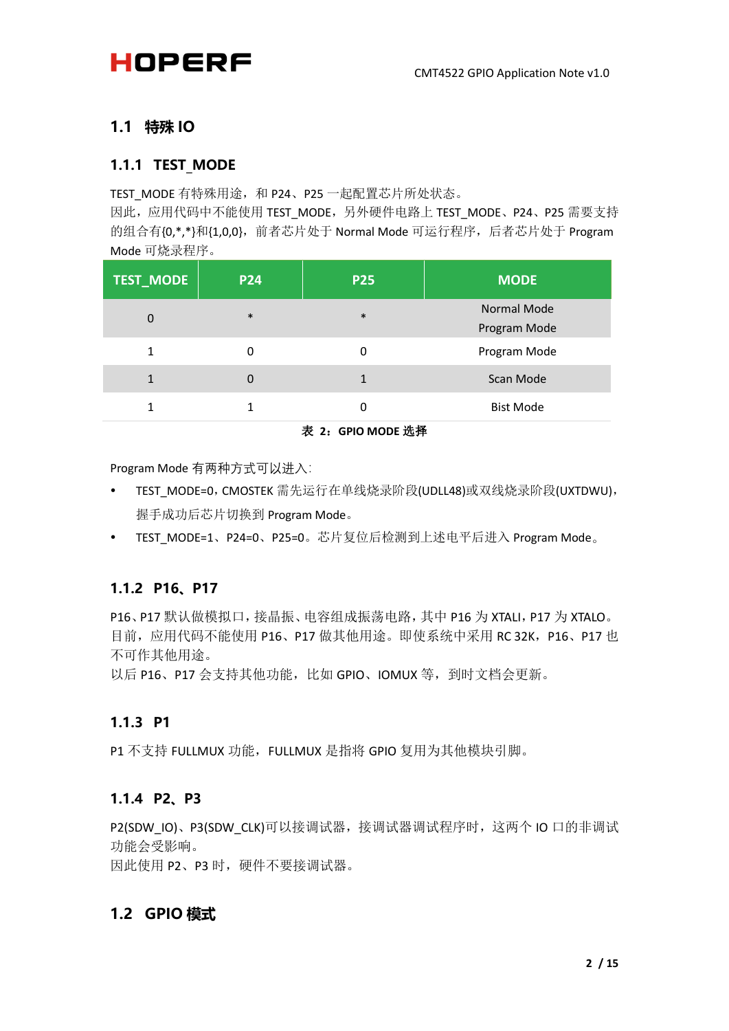## 1.1 特殊 IO

### 1.1.1 TEST_MODE

TEST_MODE 有特殊用途，和 P24、P25 一起配置芯片所处状态。
因此，应用代码中不能使用 TEST_MODE，另外硬件电路上 TEST_MODE、P24、P25 需要支持的组合有{0,*,*}和{1,0,0}，前者芯片处于 Normal Mode 可运行程序，后者芯片处于 Program Mode 可烧录程序。

| TEST_MODE | P24 | P25 | MODE |
|---|---|---|---|
| 0 | * | * | Normal Mode<br>Program Mode |
| 1 | 0 | 0 | Program Mode |
| 1 | 0 | 1 | Scan Mode |
| 1 | 1 | 0 | Bist Mode |

**表 2：GPIO MODE 选择**

Program Mode 有两种方式可以进入:

- TEST_MODE=0，CMOSTEK 需先运行在单线烧录阶段(UDLL48)或双线烧录阶段(UXTDWU)，握手成功后芯片切换到 Program Mode。
- TEST_MODE=1、P24=0、P25=0。芯片复位后检测到上述电平后进入 Program Mode。

### 1.1.2 P16、P17

P16、P17 默认做模拟口，接晶振、电容组成振荡电路，其中 P16 为 XTALI，P17 为 XTALO。
目前，应用代码不能使用 P16、P17 做其他用途。即使系统中采用 RC 32K，P16、P17 也不可作其他用途。
以后 P16、P17 会支持其他功能，比如 GPIO、IOMUX 等，到时文档会更新。

### 1.1.3 P1

P1 不支持 FULLMUX 功能，FULLMUX 是指将 GPIO 复用为其他模块引脚。

### 1.1.4 P2、P3

P2(SDW_IO)、P3(SDW_CLK)可以接调试器，接调试器调试程序时，这两个 IO 口的非调试功能会受影响。
因此使用 P2、P3 时，硬件不要接调试器。

## 1.2 GPIO 模式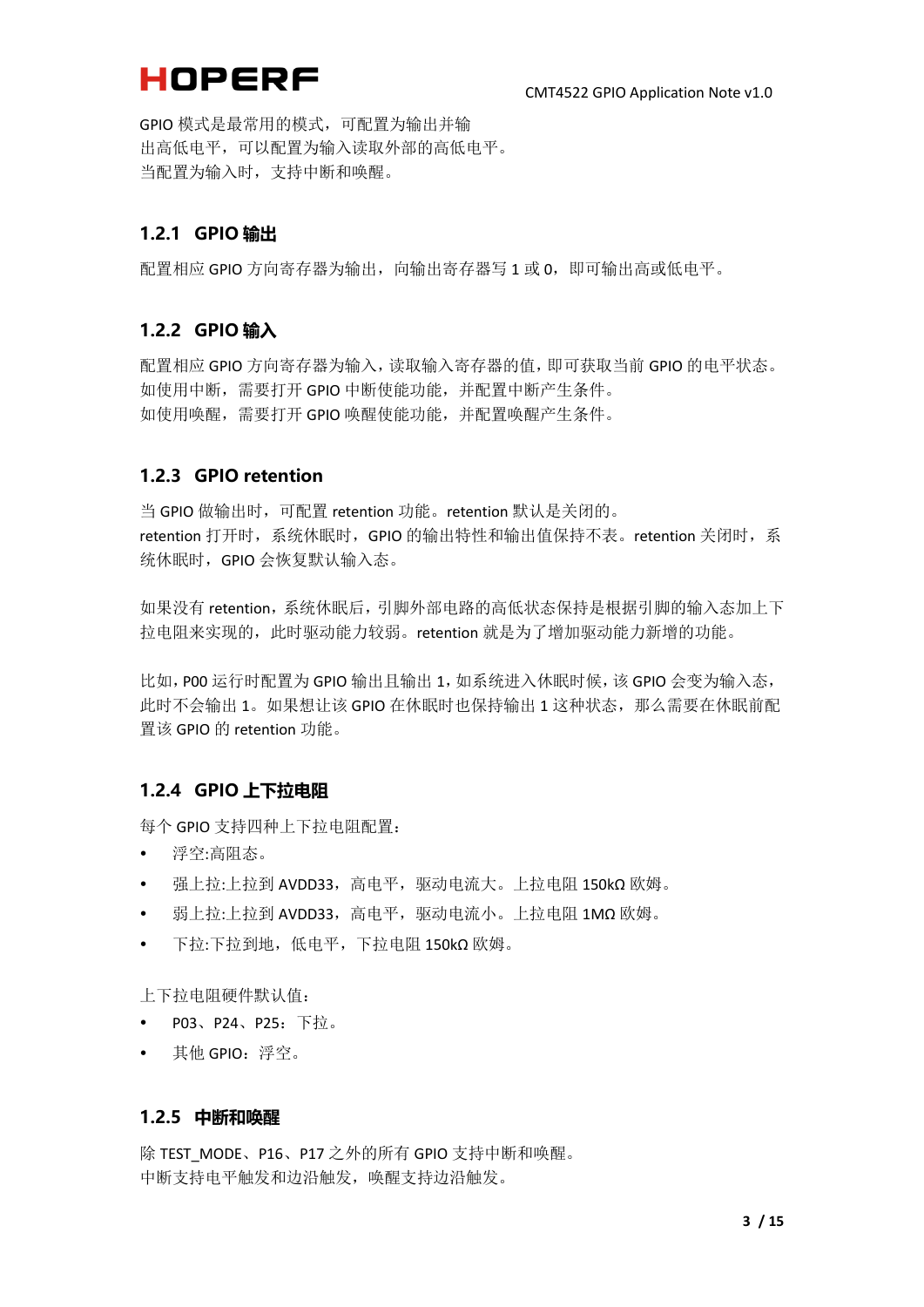GPIO 模式是最常用的模式，可配置为输出并输
出高低电平，可以配置为输入读取外部的高低电平。
当配置为输入时，支持中断和唤醒。

### 1.2.1 GPIO 输出

配置相应 GPIO 方向寄存器为输出，向输出寄存器写 1 或 0，即可输出高或低电平。

### 1.2.2 GPIO 输入

配置相应 GPIO 方向寄存器为输入，读取输入寄存器的值，即可获取当前 GPIO 的电平状态。
如使用中断，需要打开 GPIO 中断使能功能，并配置中断产生条件。
如使用唤醒，需要打开 GPIO 唤醒使能功能，并配置唤醒产生条件。

### 1.2.3 GPIO retention

当 GPIO 做输出时，可配置 retention 功能。retention 默认是关闭的。
retention 打开时，系统休眠时，GPIO 的输出特性和输出值保持不表。retention 关闭时，系统休眠时，GPIO 会恢复默认输入态。

如果没有 retention，系统休眠后，引脚外部电路的高低状态保持是根据引脚的输入态加上下拉电阻来实现的，此时驱动能力较弱。retention 就是为了增加驱动能力新增的功能。

比如，P00 运行时配置为 GPIO 输出且输出 1，如系统进入休眠时候，该 GPIO 会变为输入态，此时不会输出 1。如果想让该 GPIO 在休眠时也保持输出 1 这种状态，那么需要在休眠前配置该 GPIO 的 retention 功能。

### 1.2.4 GPIO 上下拉电阻

每个 GPIO 支持四种上下拉电阻配置：

- 浮空:高阻态。
- 强上拉:上拉到 AVDD33，高电平，驱动电流大。上拉电阻 150kΩ 欧姆。
- 弱上拉:上拉到 AVDD33，高电平，驱动电流小。上拉电阻 1MΩ 欧姆。
- 下拉:下拉到地，低电平，下拉电阻 150kΩ 欧姆。

上下拉电阻硬件默认值：

- P03、P24、P25：下拉。
- 其他 GPIO：浮空。

### 1.2.5 中断和唤醒

除 TEST_MODE、P16、P17 之外的所有 GPIO 支持中断和唤醒。
中断支持电平触发和边沿触发，唤醒支持边沿触发。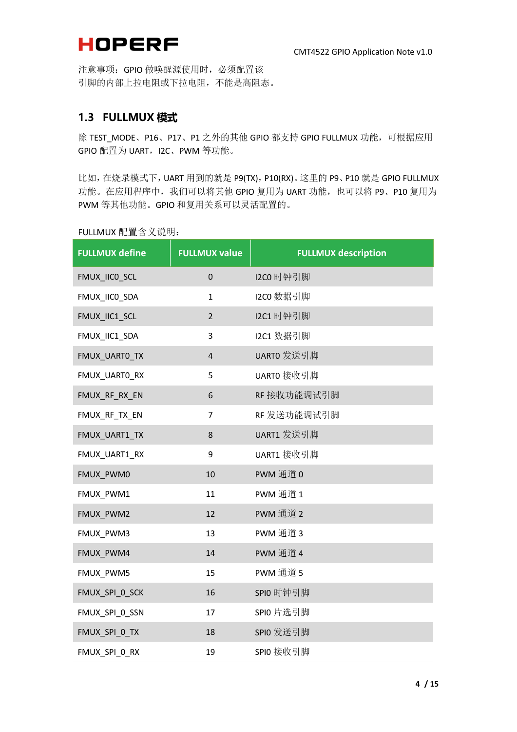注意事项：GPIO 做唤醒源使用时，必须配置该引脚的内部上拉电阻或下拉电阻，不能是高阻态。

## 1.3 FULLMUX 模式

除 TEST_MODE、P16、P17、P1 之外的其他 GPIO 都支持 GPIO FULLMUX 功能，可根据应用 GPIO 配置为 UART，I2C、PWM 等功能。

比如，在烧录模式下，UART 用到的就是 P9(TX)，P10(RX)。这里的 P9、P10 就是 GPIO FULLMUX 功能。在应用程序中，我们可以将其他 GPIO 复用为 UART 功能，也可以将 P9、P10 复用为 PWM 等其他功能。GPIO 和复用关系可以灵活配置的。

FULLMUX 配置含义说明：

| FULLMUX define | FULLMUX value | FULLMUX description |
|---|---|---|
| FMUX_IIC0_SCL | 0 | I2C0 时钟引脚 |
| FMUX_IIC0_SDA | 1 | I2C0 数据引脚 |
| FMUX_IIC1_SCL | 2 | I2C1 时钟引脚 |
| FMUX_IIC1_SDA | 3 | I2C1 数据引脚 |
| FMUX_UART0_TX | 4 | UART0 发送引脚 |
| FMUX_UART0_RX | 5 | UART0 接收引脚 |
| FMUX_RF_RX_EN | 6 | RF 接收功能调试引脚 |
| FMUX_RF_TX_EN | 7 | RF 发送功能调试引脚 |
| FMUX_UART1_TX | 8 | UART1 发送引脚 |
| FMUX_UART1_RX | 9 | UART1 接收引脚 |
| FMUX_PWM0 | 10 | PWM 通道 0 |
| FMUX_PWM1 | 11 | PWM 通道 1 |
| FMUX_PWM2 | 12 | PWM 通道 2 |
| FMUX_PWM3 | 13 | PWM 通道 3 |
| FMUX_PWM4 | 14 | PWM 通道 4 |
| FMUX_PWM5 | 15 | PWM 通道 5 |
| FMUX_SPI_0_SCK | 16 | SPI0 时钟引脚 |
| FMUX_SPI_0_SSN | 17 | SPI0 片选引脚 |
| FMUX_SPI_0_TX | 18 | SPI0 发送引脚 |
| FMUX_SPI_0_RX | 19 | SPI0 接收引脚 |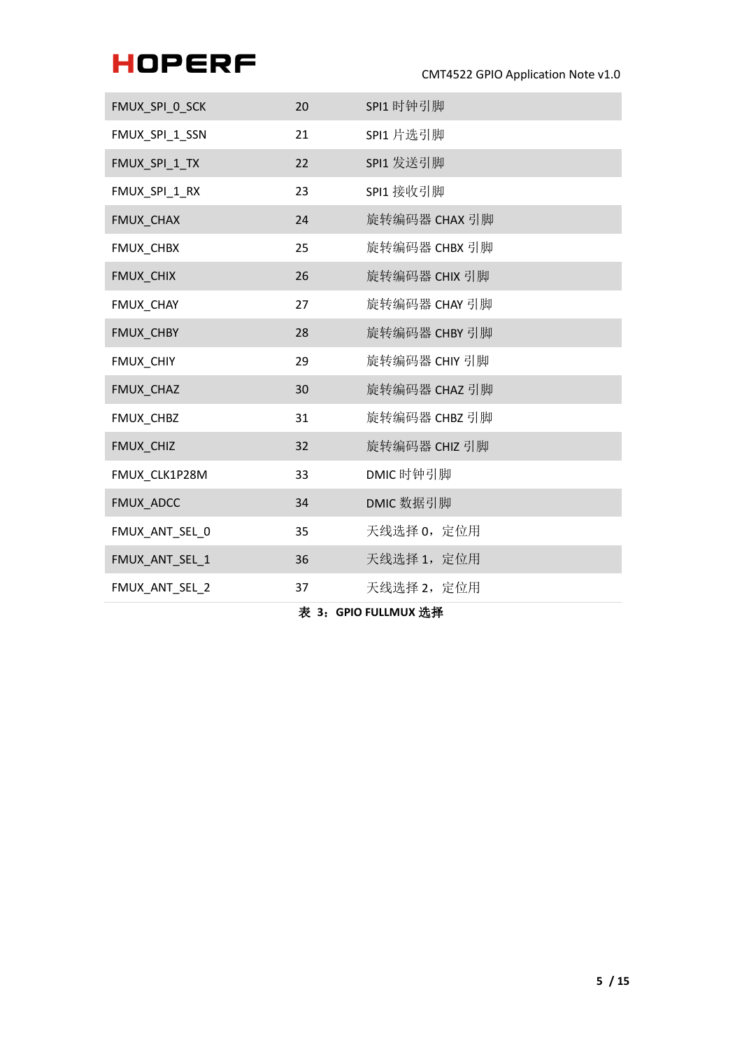| | | |
|---|---|---|
| FMUX_SPI_0_SCK | 20 | SPI1 时钟引脚 |
| FMUX_SPI_1_SSN | 21 | SPI1 片选引脚 |
| FMUX_SPI_1_TX | 22 | SPI1 发送引脚 |
| FMUX_SPI_1_RX | 23 | SPI1 接收引脚 |
| FMUX_CHAX | 24 | 旋转编码器 CHAX 引脚 |
| FMUX_CHBX | 25 | 旋转编码器 CHBX 引脚 |
| FMUX_CHIX | 26 | 旋转编码器 CHIX 引脚 |
| FMUX_CHAY | 27 | 旋转编码器 CHAY 引脚 |
| FMUX_CHBY | 28 | 旋转编码器 CHBY 引脚 |
| FMUX_CHIY | 29 | 旋转编码器 CHIY 引脚 |
| FMUX_CHAZ | 30 | 旋转编码器 CHAZ 引脚 |
| FMUX_CHBZ | 31 | 旋转编码器 CHBZ 引脚 |
| FMUX_CHIZ | 32 | 旋转编码器 CHIZ 引脚 |
| FMUX_CLK1P28M | 33 | DMIC 时钟引脚 |
| FMUX_ADCC | 34 | DMIC 数据引脚 |
| FMUX_ANT_SEL_0 | 35 | 天线选择 0，定位用 |
| FMUX_ANT_SEL_1 | 36 | 天线选择 1，定位用 |
| FMUX_ANT_SEL_2 | 37 | 天线选择 2，定位用 |

**表 3：GPIO FULLMUX 选择**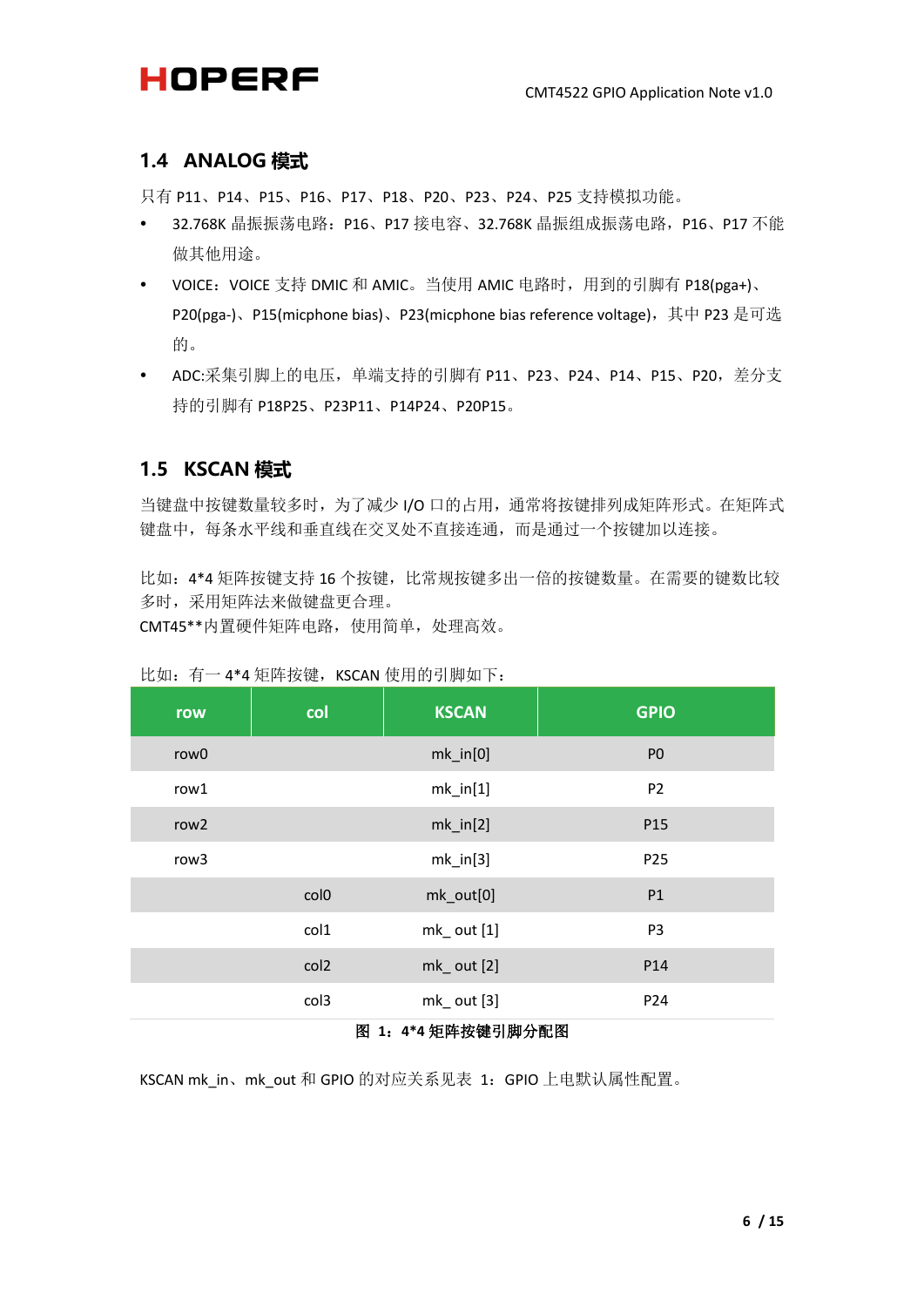## 1.4 ANALOG 模式

只有 P11、P14、P15、P16、P17、P18、P20、P23、P24、P25 支持模拟功能。

- 32.768K 晶振振荡电路：P16、P17 接电容、32.768K 晶振组成振荡电路，P16、P17 不能做其他用途。
- VOICE：VOICE 支持 DMIC 和 AMIC。当使用 AMIC 电路时，用到的引脚有 P18(pga+)、P20(pga-)、P15(micphone bias)、P23(micphone bias reference voltage)，其中 P23 是可选的。
- ADC:采集引脚上的电压，单端支持的引脚有 P11、P23、P24、P14、P15、P20，差分支持的引脚有 P18P25、P23P11、P14P24、P20P15。

## 1.5 KSCAN 模式

当键盘中按键数量较多时，为了减少 I/O 口的占用，通常将按键排列成矩阵形式。在矩阵式键盘中，每条水平线和垂直线在交叉处不直接连通，而是通过一个按键加以连接。

比如：4*4 矩阵按键支持 16 个按键，比常规按键多出一倍的按键数量。在需要的键数比较多时，采用矩阵法来做键盘更合理。
CMT45**内置硬件矩阵电路，使用简单，处理高效。

比如：有一 4*4 矩阵按键，KSCAN 使用的引脚如下：

| row | col | KSCAN | GPIO |
|---|---|---|---|
| row0 | | mk_in[0] | P0 |
| row1 | | mk_in[1] | P2 |
| row2 | | mk_in[2] | P15 |
| row3 | | mk_in[3] | P25 |
| | col0 | mk_out[0] | P1 |
| | col1 | mk_ out [1] | P3 |
| | col2 | mk_ out [2] | P14 |
| | col3 | mk_ out [3] | P24 |

**图 1：4*4 矩阵按键引脚分配图**

KSCAN mk_in、mk_out 和 GPIO 的对应关系见表 1：GPIO 上电默认属性配置。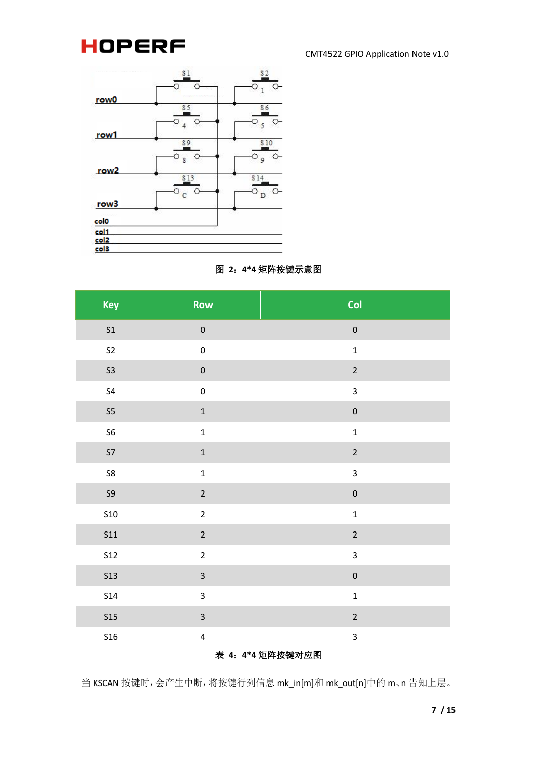图 2：4*4 矩阵按键示意图

| Key | Row | Col |
|---|---|---|
| S1 | 0 | 0 |
| S2 | 0 | 1 |
| S3 | 0 | 2 |
| S4 | 0 | 3 |
| S5 | 1 | 0 |
| S6 | 1 | 1 |
| S7 | 1 | 2 |
| S8 | 1 | 3 |
| S9 | 2 | 0 |
| S10 | 2 | 1 |
| S11 | 2 | 2 |
| S12 | 2 | 3 |
| S13 | 3 | 0 |
| S14 | 3 | 1 |
| S15 | 3 | 2 |
| S16 | 4 | 3 |

表 4：4*4 矩阵按键对应图

当 KSCAN 按键时，会产生中断，将按键行列信息 mk_in[m]和 mk_out[n]中的 m、n 告知上层。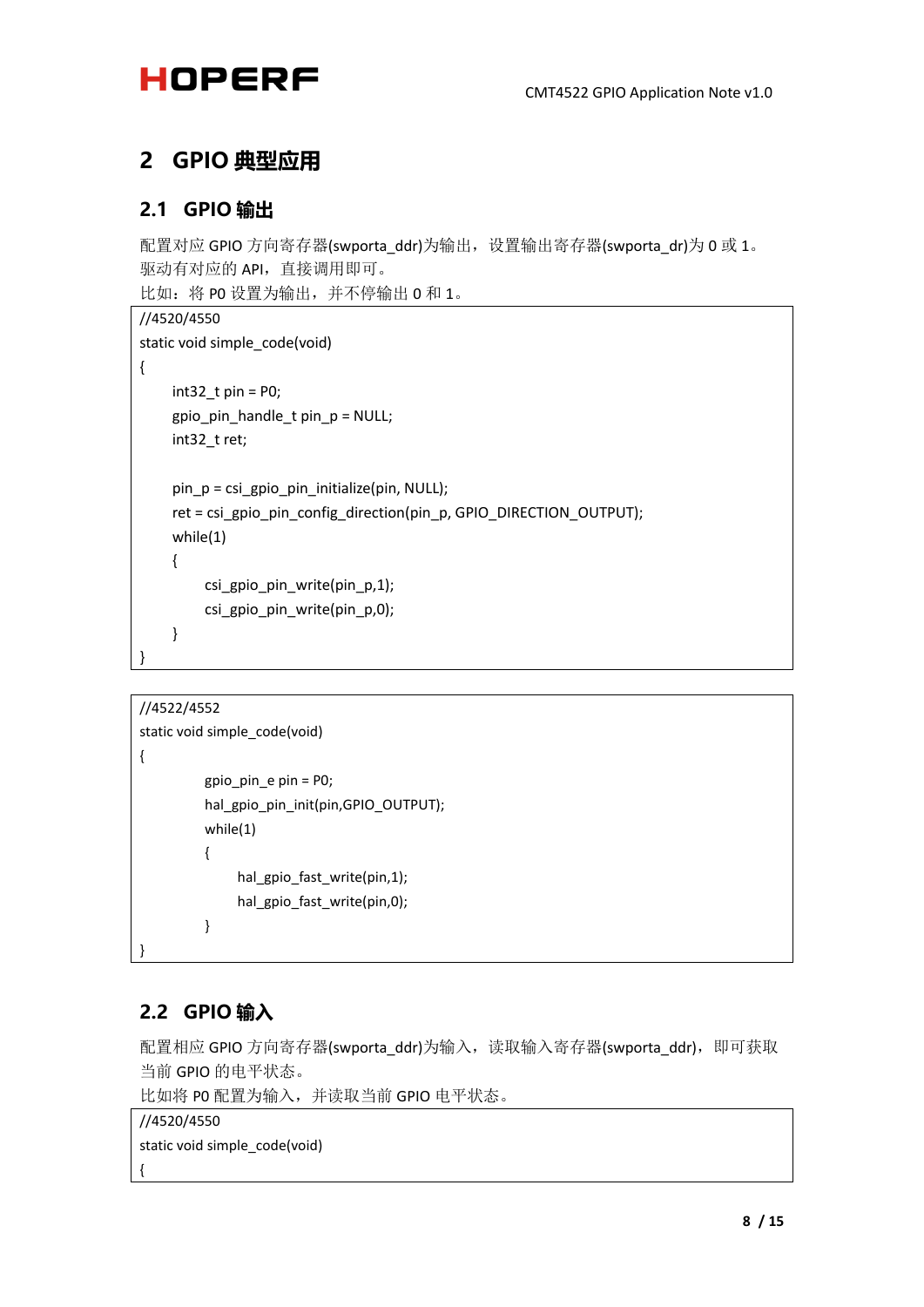# 2 GPIO 典型应用

## 2.1 GPIO 输出

配置对应 GPIO 方向寄存器(swporta_ddr)为输出，设置输出寄存器(swporta_dr)为 0 或 1。
驱动有对应的 API，直接调用即可。
比如：将 P0 设置为输出，并不停输出 0 和 1。

```
//4520/4550
static void simple_code(void)
{
    int32_t pin = P0;
    gpio_pin_handle_t pin_p = NULL;
    int32_t ret;

    pin_p = csi_gpio_pin_initialize(pin, NULL);
    ret = csi_gpio_pin_config_direction(pin_p, GPIO_DIRECTION_OUTPUT);
    while(1)
    {
        csi_gpio_pin_write(pin_p,1);
        csi_gpio_pin_write(pin_p,0);
    }
}
```

```
//4522/4552
static void simple_code(void)
{
        gpio_pin_e pin = P0;
        hal_gpio_pin_init(pin,GPIO_OUTPUT);
        while(1)
        {
            hal_gpio_fast_write(pin,1);
            hal_gpio_fast_write(pin,0);
        }
}
```

## 2.2 GPIO 输入

配置相应 GPIO 方向寄存器(swporta_ddr)为输入，读取输入寄存器(swporta_ddr)，即可获取当前 GPIO 的电平状态。
比如将 P0 配置为输入，并读取当前 GPIO 电平状态。

```
//4520/4550
static void simple_code(void)
{
```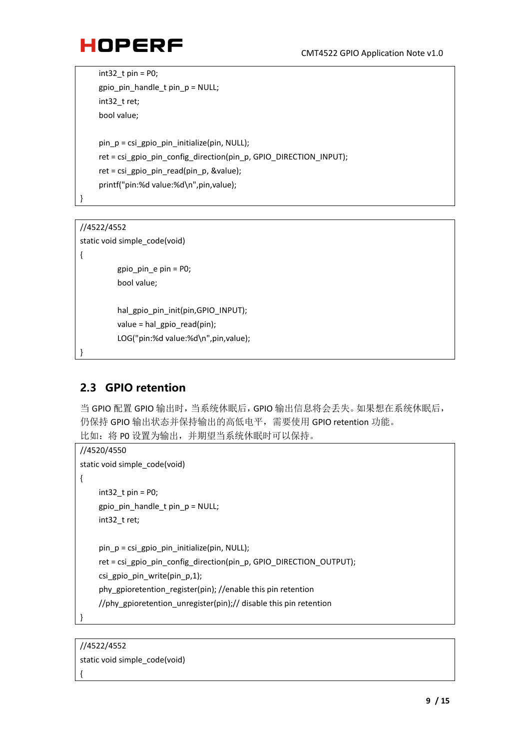```
    int32_t pin = P0;
    gpio_pin_handle_t pin_p = NULL;
    int32_t ret;
    bool value;

    pin_p = csi_gpio_pin_initialize(pin, NULL);
    ret = csi_gpio_pin_config_direction(pin_p, GPIO_DIRECTION_INPUT);
    ret = csi_gpio_pin_read(pin_p, &value);
    printf("pin:%d value:%d\n",pin,value);
}
```

```
//4522/4552
static void simple_code(void)
{
        gpio_pin_e pin = P0;
        bool value;

        hal_gpio_pin_init(pin,GPIO_INPUT);
        value = hal_gpio_read(pin);
        LOG("pin:%d value:%d\n",pin,value);
}
```

## 2.3 GPIO retention

当 GPIO 配置 GPIO 输出时，当系统休眠后，GPIO 输出信息将会丢失。如果想在系统休眠后，仍保持 GPIO 输出状态并保持输出的高低电平，需要使用 GPIO retention 功能。

比如：将 P0 设置为输出，并期望当系统休眠时可以保持。

```
//4520/4550
static void simple_code(void)
{
    int32_t pin = P0;
    gpio_pin_handle_t pin_p = NULL;
    int32_t ret;

    pin_p = csi_gpio_pin_initialize(pin, NULL);
    ret = csi_gpio_pin_config_direction(pin_p, GPIO_DIRECTION_OUTPUT);
    csi_gpio_pin_write(pin_p,1);
    phy_gpioretention_register(pin); //enable this pin retention
    //phy_gpioretention_unregister(pin);// disable this pin retention
}
```

```
//4522/4552
static void simple_code(void)
{
```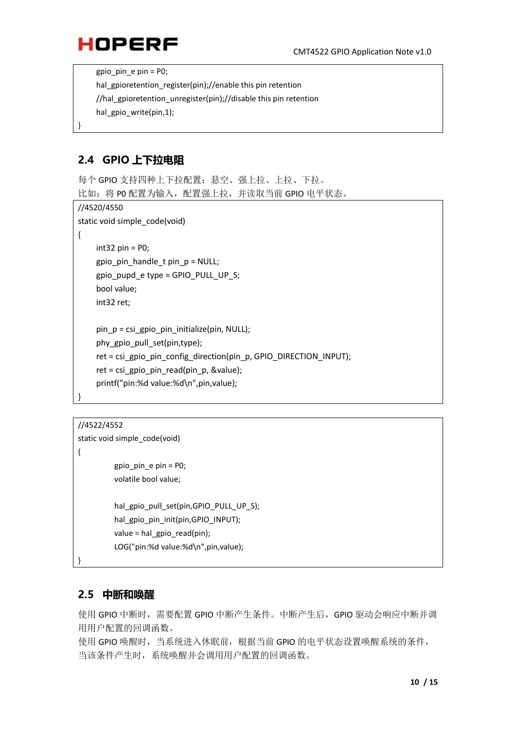```
    gpio_pin_e pin = P0;
    hal_gpioretention_register(pin);//enable this pin retention
    //hal_gpioretention_unregister(pin);//disable this pin retention
    hal_gpio_write(pin,1);
}
```

## 2.4 GPIO 上下拉电阻

每个 GPIO 支持四种上下拉配置：悬空、强上拉、上拉、下拉。
比如：将 P0 配置为输入，配置强上拉，并读取当前 GPIO 电平状态。

```
//4520/4550
static void simple_code(void)
{
    int32 pin = P0;
    gpio_pin_handle_t pin_p = NULL;
    gpio_pupd_e type = GPIO_PULL_UP_S;
    bool value;
    int32 ret;

    pin_p = csi_gpio_pin_initialize(pin, NULL);
    phy_gpio_pull_set(pin,type);
    ret = csi_gpio_pin_config_direction(pin_p, GPIO_DIRECTION_INPUT);
    ret = csi_gpio_pin_read(pin_p, &value);
    printf("pin:%d value:%d\n",pin,value);
}
```

```
//4522/4552
static void simple_code(void)
{
        gpio_pin_e pin = P0;
        volatile bool value;

        hal_gpio_pull_set(pin,GPIO_PULL_UP_S);
        hal_gpio_pin_init(pin,GPIO_INPUT);
        value = hal_gpio_read(pin);
        LOG("pin:%d value:%d\n",pin,value);
}
```

## 2.5 中断和唤醒

使用 GPIO 中断时，需要配置 GPIO 中断产生条件。中断产生后，GPIO 驱动会响应中断并调用用户配置的回调函数。
使用 GPIO 唤醒时，当系统进入休眠前，根据当前 GPIO 的电平状态设置唤醒系统的条件，当该条件产生时，系统唤醒并会调用用户配置的回调函数。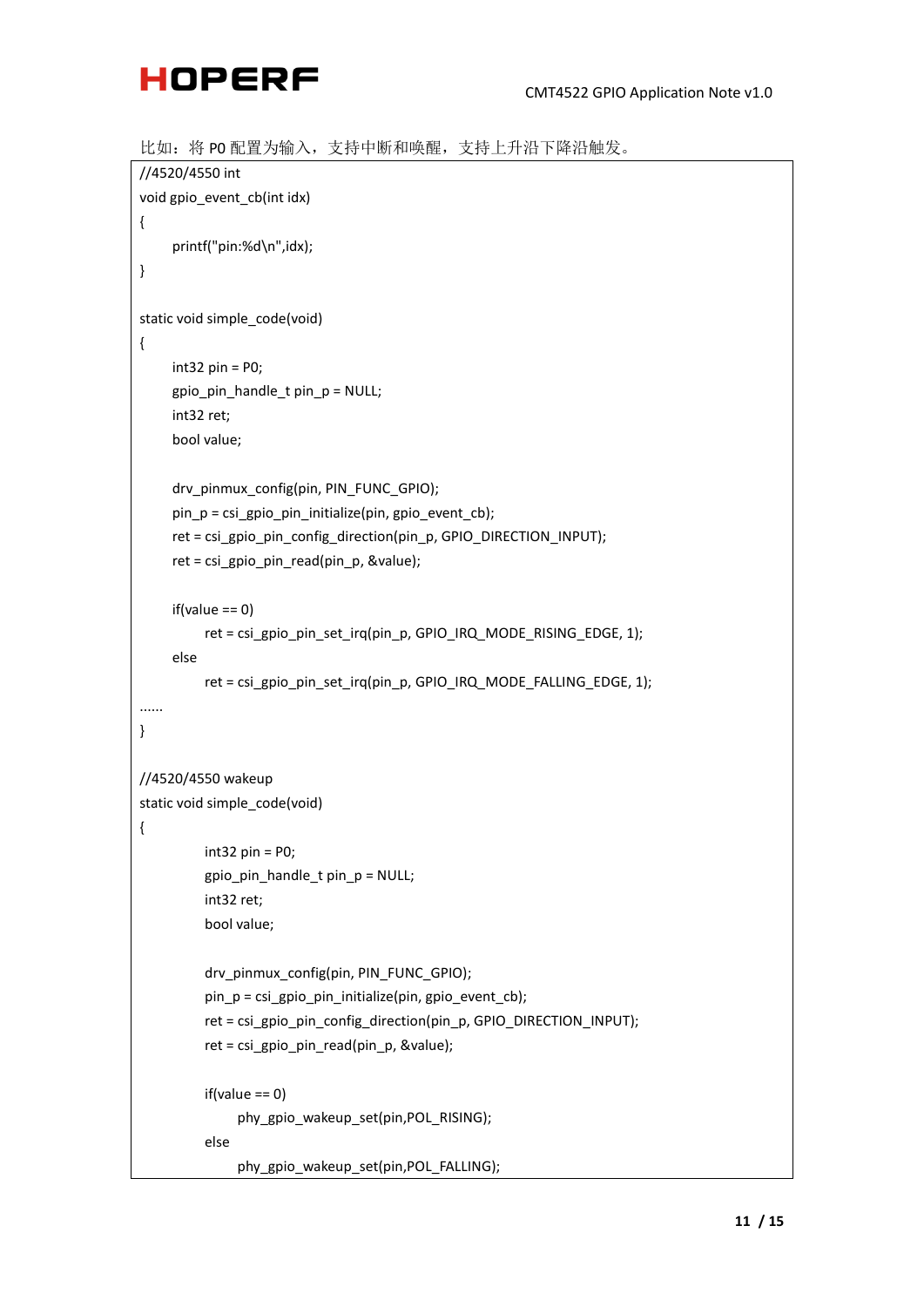比如：将 P0 配置为输入，支持中断和唤醒，支持上升沿下降沿触发。

```
//4520/4550 int
void gpio_event_cb(int idx)
{
    printf("pin:%d\n",idx);
}

static void simple_code(void)
{
    int32 pin = P0;
    gpio_pin_handle_t pin_p = NULL;
    int32 ret;
    bool value;

    drv_pinmux_config(pin, PIN_FUNC_GPIO);
    pin_p = csi_gpio_pin_initialize(pin, gpio_event_cb);
    ret = csi_gpio_pin_config_direction(pin_p, GPIO_DIRECTION_INPUT);
    ret = csi_gpio_pin_read(pin_p, &value);

    if(value == 0)
        ret = csi_gpio_pin_set_irq(pin_p, GPIO_IRQ_MODE_RISING_EDGE, 1);
    else
        ret = csi_gpio_pin_set_irq(pin_p, GPIO_IRQ_MODE_FALLING_EDGE, 1);
......
}

//4520/4550 wakeup
static void simple_code(void)
{
        int32 pin = P0;
        gpio_pin_handle_t pin_p = NULL;
        int32 ret;
        bool value;

        drv_pinmux_config(pin, PIN_FUNC_GPIO);
        pin_p = csi_gpio_pin_initialize(pin, gpio_event_cb);
        ret = csi_gpio_pin_config_direction(pin_p, GPIO_DIRECTION_INPUT);
        ret = csi_gpio_pin_read(pin_p, &value);

        if(value == 0)
            phy_gpio_wakeup_set(pin,POL_RISING);
        else
            phy_gpio_wakeup_set(pin,POL_FALLING);
```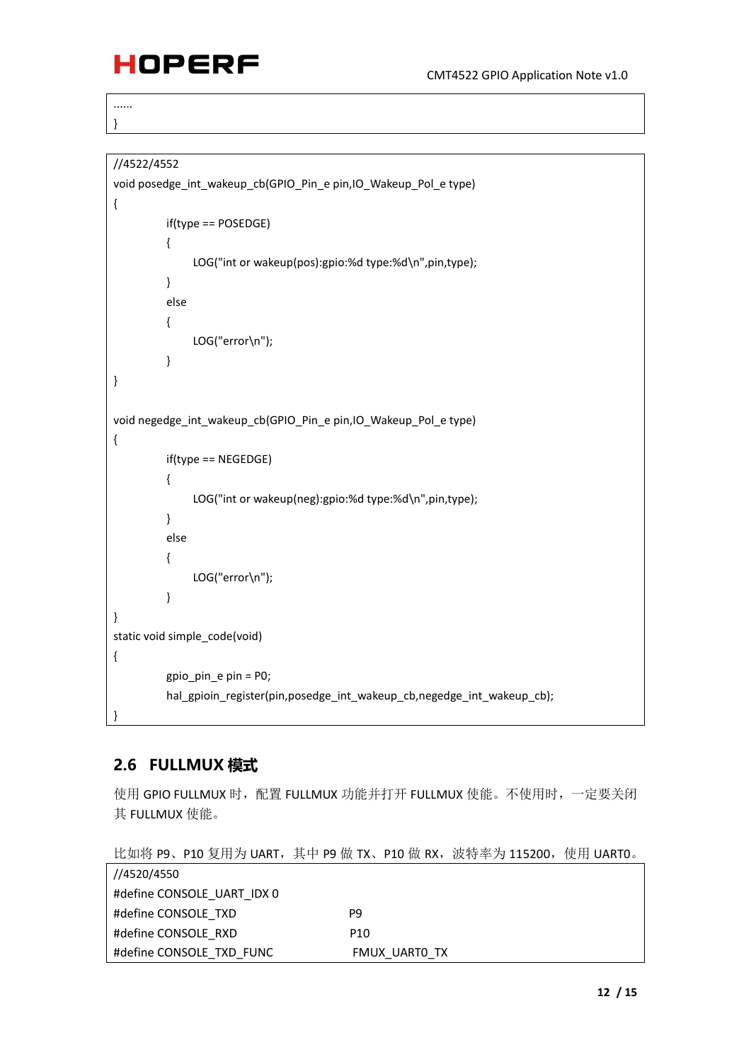```
......
}
```

```
//4522/4552
void posedge_int_wakeup_cb(GPIO_Pin_e pin,IO_Wakeup_Pol_e type)
{
        if(type == POSEDGE)
        {
            LOG("int or wakeup(pos):gpio:%d type:%d\n",pin,type);
        }
        else
        {
            LOG("error\n");
        }
}

void negedge_int_wakeup_cb(GPIO_Pin_e pin,IO_Wakeup_Pol_e type)
{
        if(type == NEGEDGE)
        {
            LOG("int or wakeup(neg):gpio:%d type:%d\n",pin,type);
        }
        else
        {
            LOG("error\n");
        }
}
static void simple_code(void)
{
        gpio_pin_e pin = P0;
        hal_gpioin_register(pin,posedge_int_wakeup_cb,negedge_int_wakeup_cb);
}
```

## 2.6 FULLMUX 模式

使用 GPIO FULLMUX 时，配置 FULLMUX 功能并打开 FULLMUX 使能。不使用时，一定要关闭其 FULLMUX 使能。

比如将 P9、P10 复用为 UART，其中 P9 做 TX、P10 做 RX，波特率为 115200，使用 UART0。

```
//4520/4550
#define CONSOLE_UART_IDX 0
#define CONSOLE_TXD                 P9
#define CONSOLE_RXD                 P10
#define CONSOLE_TXD_FUNC            FMUX_UART0_TX
```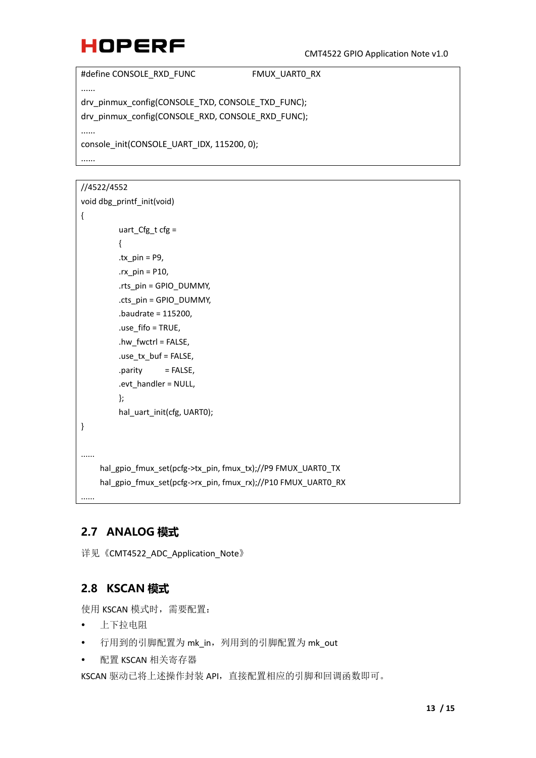```
#define CONSOLE_RXD_FUNC                FMUX_UART0_RX
......
drv_pinmux_config(CONSOLE_TXD, CONSOLE_TXD_FUNC);
drv_pinmux_config(CONSOLE_RXD, CONSOLE_RXD_FUNC);
......
console_init(CONSOLE_UART_IDX, 115200, 0);
......
```

```
//4522/4552
void dbg_printf_init(void)
{
        uart_Cfg_t cfg =
        {
        .tx_pin = P9,
        .rx_pin = P10,
        .rts_pin = GPIO_DUMMY,
        .cts_pin = GPIO_DUMMY,
        .baudrate = 115200,
        .use_fifo = TRUE,
        .hw_fwctrl = FALSE,
        .use_tx_buf = FALSE,
        .parity      = FALSE,
        .evt_handler = NULL,
        };
        hal_uart_init(cfg, UART0);
}

......
    hal_gpio_fmux_set(pcfg->tx_pin, fmux_tx);//P9 FMUX_UART0_TX
    hal_gpio_fmux_set(pcfg->rx_pin, fmux_rx);//P10 FMUX_UART0_RX
......
```

## 2.7 ANALOG 模式

详见《CMT4522_ADC_Application_Note》

## 2.8 KSCAN 模式

使用 KSCAN 模式时，需要配置：

- 上下拉电阻
- 行用到的引脚配置为 mk_in，列用到的引脚配置为 mk_out
- 配置 KSCAN 相关寄存器

KSCAN 驱动已将上述操作封装 API，直接配置相应的引脚和回调函数即可。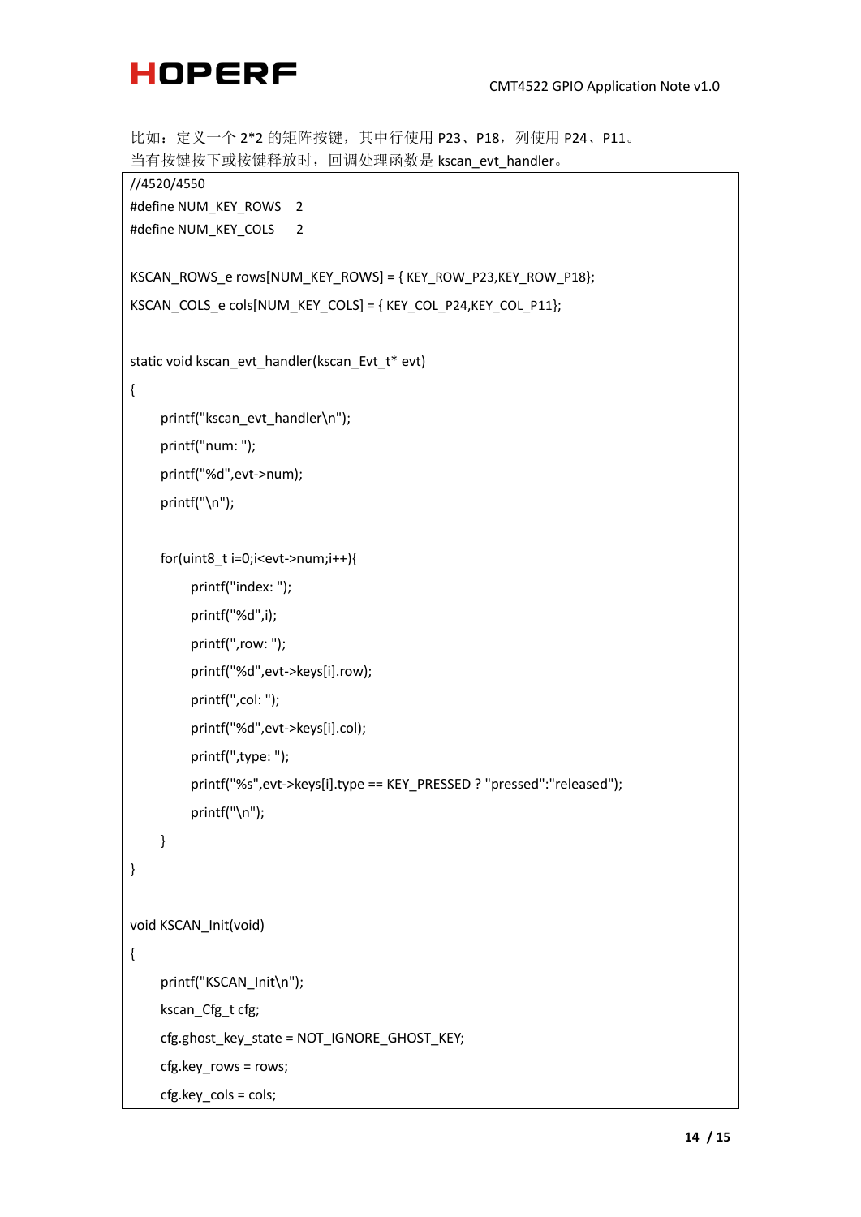比如：定义一个 2*2 的矩阵按键，其中行使用 P23、P18，列使用 P24、P11。
当有按键按下或按键释放时，回调处理函数是 kscan_evt_handler。

```
//4520/4550
#define NUM_KEY_ROWS   2
#define NUM_KEY_COLS   2

KSCAN_ROWS_e rows[NUM_KEY_ROWS] = { KEY_ROW_P23,KEY_ROW_P18};
KSCAN_COLS_e cols[NUM_KEY_COLS] = { KEY_COL_P24,KEY_COL_P11};


static void kscan_evt_handler(kscan_Evt_t* evt)
{
    printf("kscan_evt_handler\n");
    printf("num: ");
    printf("%d",evt->num);
    printf("\n");

    for(uint8_t i=0;i<evt->num;i++){
        printf("index: ");
        printf("%d",i);
        printf(",row: ");
        printf("%d",evt->keys[i].row);
        printf(",col: ");
        printf("%d",evt->keys[i].col);
        printf(",type: ");
        printf("%s",evt->keys[i].type == KEY_PRESSED ? "pressed":"released");
        printf("\n");
    }
}

void KSCAN_Init(void)
{
    printf("KSCAN_Init\n");
    kscan_Cfg_t cfg;
    cfg.ghost_key_state = NOT_IGNORE_GHOST_KEY;
    cfg.key_rows = rows;
    cfg.key_cols = cols;
```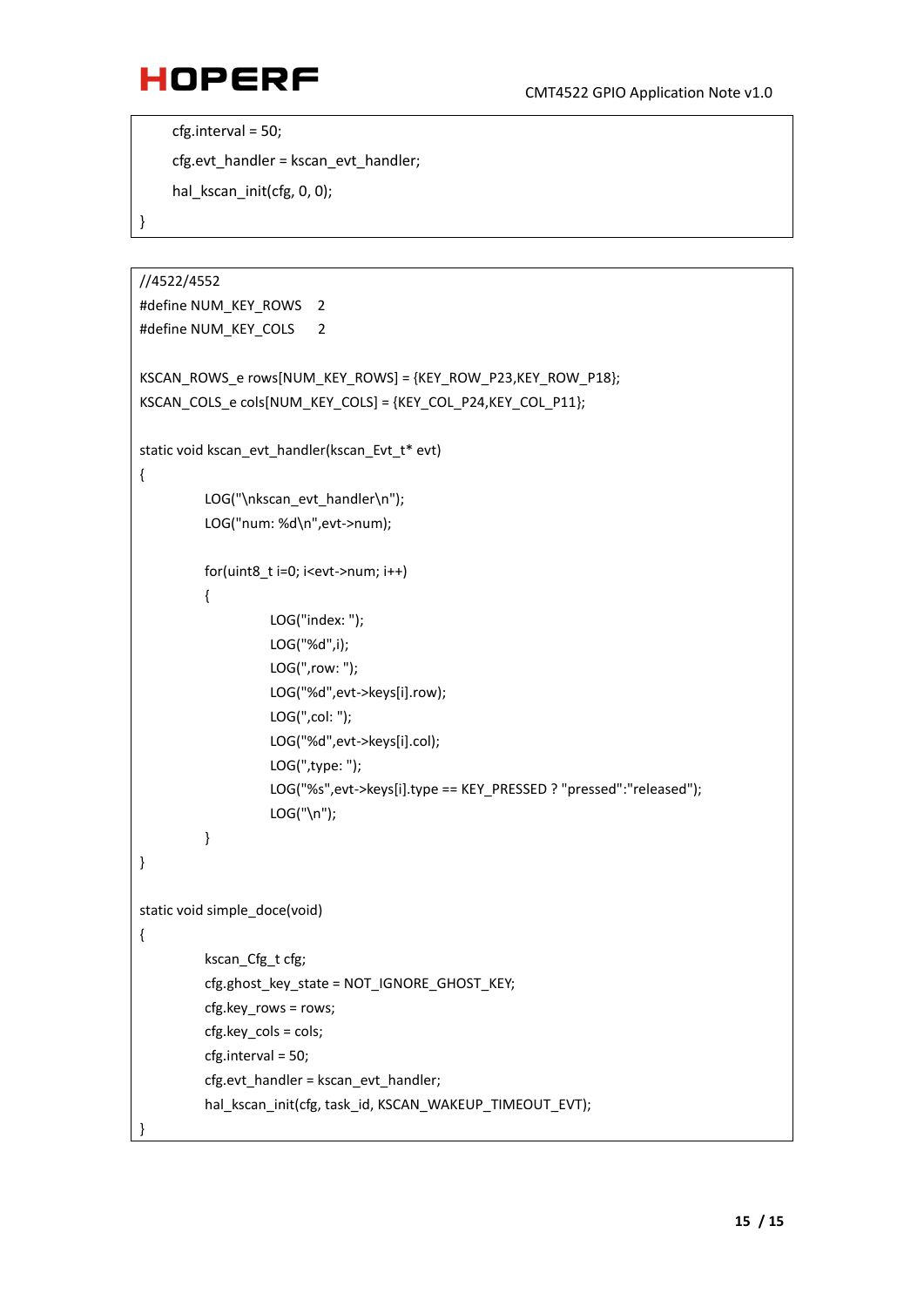```
    cfg.interval = 50;
    cfg.evt_handler = kscan_evt_handler;
    hal_kscan_init(cfg, 0, 0);
}
```

```
//4522/4552
#define NUM_KEY_ROWS    2
#define NUM_KEY_COLS    2

KSCAN_ROWS_e rows[NUM_KEY_ROWS] = {KEY_ROW_P23,KEY_ROW_P18};
KSCAN_COLS_e cols[NUM_KEY_COLS] = {KEY_COL_P24,KEY_COL_P11};

static void kscan_evt_handler(kscan_Evt_t* evt)
{
        LOG("\nkscan_evt_handler\n");
        LOG("num: %d\n",evt->num);

        for(uint8_t i=0; i<evt->num; i++)
        {
                LOG("index: ");
                LOG("%d",i);
                LOG(",row: ");
                LOG("%d",evt->keys[i].row);
                LOG(",col: ");
                LOG("%d",evt->keys[i].col);
                LOG(",type: ");
                LOG("%s",evt->keys[i].type == KEY_PRESSED ? "pressed":"released");
                LOG("\n");
        }
}

static void simple_doce(void)
{
        kscan_Cfg_t cfg;
        cfg.ghost_key_state = NOT_IGNORE_GHOST_KEY;
        cfg.key_rows = rows;
        cfg.key_cols = cols;
        cfg.interval = 50;
        cfg.evt_handler = kscan_evt_handler;
        hal_kscan_init(cfg, task_id, KSCAN_WAKEUP_TIMEOUT_EVT);
}
```